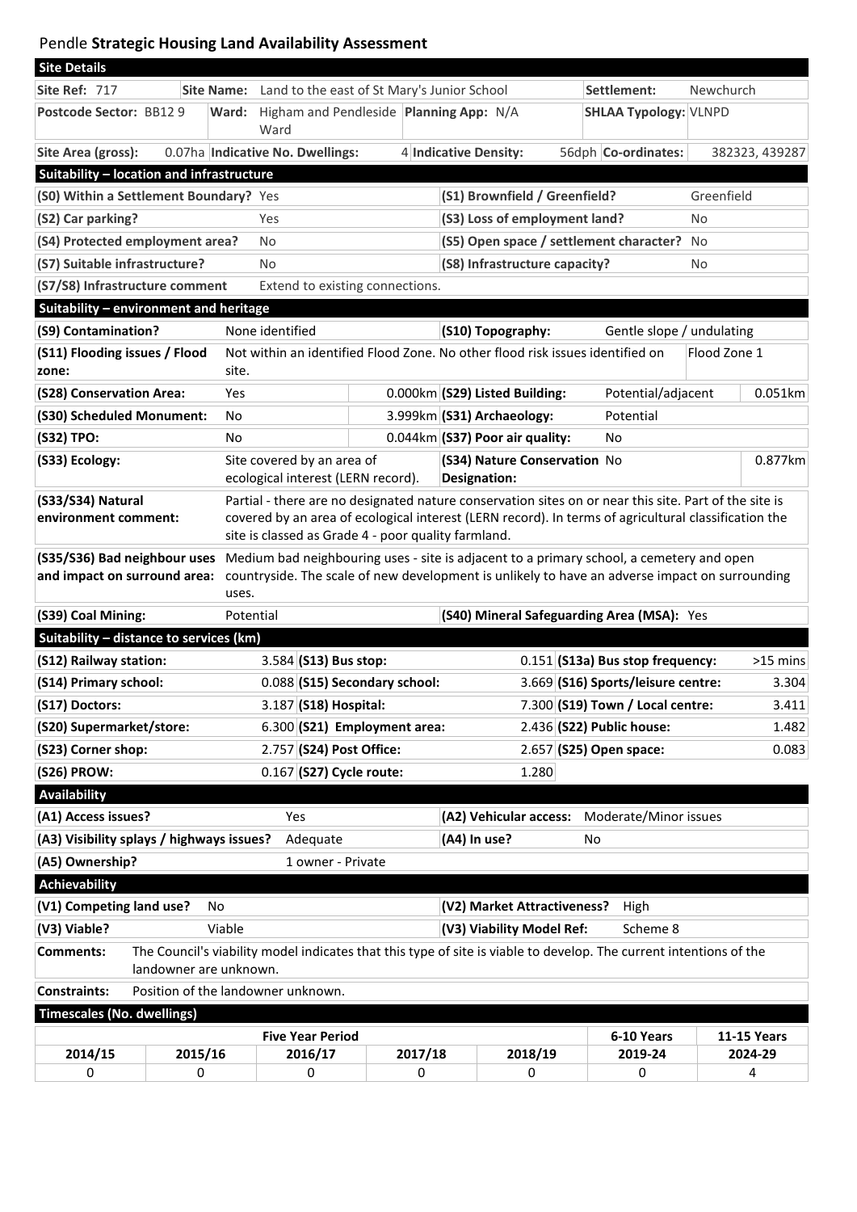# Pendle **Strategic Housing Land Availability Assessment**

## Site Details

| | | | | | |
|---|---|---|---|---|---|
| **Site Ref:** 717 | **Site Name:** | Land to the east of St Mary's Junior School | | **Settlement:** | Newchurch |
| **Postcode Sector:** BB12 9 | **Ward:** | Higham and Pendleside Ward | **Planning App:** N/A | **SHLAA Typology:** | VLNPD |
| **Site Area (gross):** | 0.07ha | **Indicative No. Dwellings:** 4 | **Indicative Density:** 56dph | **Co-ordinates:** | 382323, 439287 |

## Suitability – location and infrastructure

| | | | |
|---|---|---|---|
| **(S0) Within a Settlement Boundary?** | Yes | **(S1) Brownfield / Greenfield?** | Greenfield |
| **(S2) Car parking?** | Yes | **(S3) Loss of employment land?** | No |
| **(S4) Protected employment area?** | No | **(S5) Open space / settlement character?** | No |
| **(S7) Suitable infrastructure?** | No | **(S8) Infrastructure capacity?** | No |
| **(S7/S8) Infrastructure comment** | Extend to existing connections. | | |

## Suitability – environment and heritage

| | | | | | |
|---|---|---|---|---|---|
| **(S9) Contamination?** | None identified | | **(S10) Topography:** | Gentle slope / undulating | |
| **(S11) Flooding issues / Flood zone:** | Not within an identified Flood Zone. No other flood risk issues identified on site. | | | | Flood Zone 1 |
| **(S28) Conservation Area:** | Yes | 0.000km | **(S29) Listed Building:** | Potential/adjacent | 0.051km |
| **(S30) Scheduled Monument:** | No | 3.999km | **(S31) Archaeology:** | Potential | |
| **(S32) TPO:** | No | 0.044km | **(S37) Poor air quality:** | No | |
| **(S33) Ecology:** | Site covered by an area of ecological interest (LERN record). | | **(S34) Nature Conservation Designation:** | No | 0.877km |
| **(S33/S34) Natural environment comment:** | Partial - there are no designated nature conservation sites on or near this site. Part of the site is covered by an area of ecological interest (LERN record). In terms of agricultural classification the site is classed as Grade 4 - poor quality farmland. | | | | |
| **(S35/S36) Bad neighbour uses and impact on surround area:** | Medium bad neighbouring uses - site is adjacent to a primary school, a cemetery and open countryside. The scale of new development is unlikely to have an adverse impact on surrounding uses. | | | | |
| **(S39) Coal Mining:** | Potential | | **(S40) Mineral Safeguarding Area (MSA):** | Yes | |

## Suitability – distance to services (km)

| | | | | | |
|---|---|---|---|---|---|
| **(S12) Railway station:** | 3.584 | **(S13) Bus stop:** | 0.151 | **(S13a) Bus stop frequency:** | >15 mins |
| **(S14) Primary school:** | 0.088 | **(S15) Secondary school:** | 3.669 | **(S16) Sports/leisure centre:** | 3.304 |
| **(S17) Doctors:** | 3.187 | **(S18) Hospital:** | 7.300 | **(S19) Town / Local centre:** | 3.411 |
| **(S20) Supermarket/store:** | 6.300 | **(S21) Employment area:** | 2.436 | **(S22) Public house:** | 1.482 |
| **(S23) Corner shop:** | 2.757 | **(S24) Post Office:** | 2.657 | **(S25) Open space:** | 0.083 |
| **(S26) PROW:** | 0.167 | **(S27) Cycle route:** | 1.280 | | |

## Availability

| | | | |
|---|---|---|---|
| **(A1) Access issues?** | Yes | **(A2) Vehicular access:** | Moderate/Minor issues |
| **(A3) Visibility splays / highways issues?** | Adequate | **(A4) In use?** | No |
| **(A5) Ownership?** | 1 owner - Private | | |

## Achievability

| | | | |
|---|---|---|---|
| **(V1) Competing land use?** | No | **(V2) Market Attractiveness?** | High |
| **(V3) Viable?** | Viable | **(V3) Viability Model Ref:** | Scheme 8 |

**Comments:** The Council's viability model indicates that this type of site is viable to develop. The current intentions of the landowner are unknown.

**Constraints:** Position of the landowner unknown.

## Timescales (No. dwellings)

| Five Year Period | | | | | 6-10 Years | 11-15 Years |
|---|---|---|---|---|---|---|
| 2014/15 | 2015/16 | 2016/17 | 2017/18 | 2018/19 | 2019-24 | 2024-29 |
| 0 | 0 | 0 | 0 | 0 | 0 | 4 |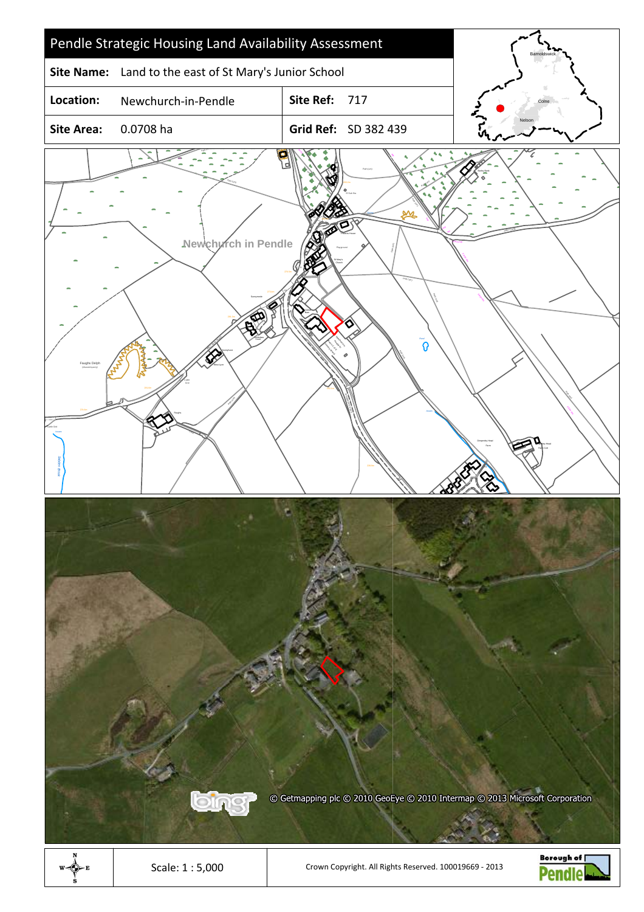# Pendle Strategic Housing Land Availability Assessment

| | | | |
|---|---|---|---|
| **Site Name:** | Land to the east of St Mary's Junior School | | |
| **Location:** | Newchurch-in-Pendle | **Site Ref:** | 717 |
| **Site Area:** | 0.0708 ha | **Grid Ref:** | SD 382 439 |

Barnoldswick

Colne

Nelson

Newchurch in Pendle

© Getmapping plc © 2010 GeoEye © 2010 Intermap © 2013 Microsoft Corporation

Scale: 1 : 5,000

Crown Copyright. All Rights Reserved. 100019669 - 2013

Borough of Pendle